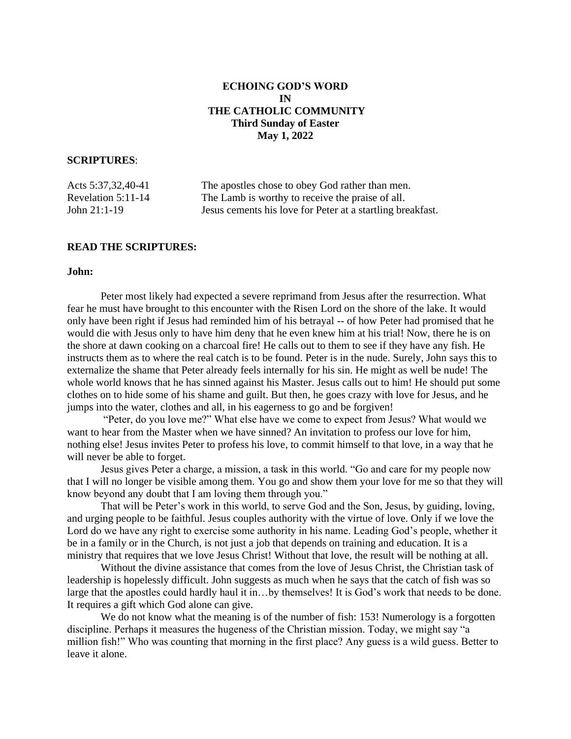# ECHOING GOD'S WORD
# IN
# THE CATHOLIC COMMUNITY
## Third Sunday of Easter
## May 1, 2022

**SCRIPTURES**:

| | |
|---|---|
| Acts 5:37,32,40-41 | The apostles chose to obey God rather than men. |
| Revelation 5:11-14 | The Lamb is worthy to receive the praise of all. |
| John 21:1-19 | Jesus cements his love for Peter at a startling breakfast. |

**READ THE SCRIPTURES:**

**John:**

Peter most likely had expected a severe reprimand from Jesus after the resurrection. What fear he must have brought to this encounter with the Risen Lord on the shore of the lake. It would only have been right if Jesus had reminded him of his betrayal -- of how Peter had promised that he would die with Jesus only to have him deny that he even knew him at his trial! Now, there he is on the shore at dawn cooking on a charcoal fire! He calls out to them to see if they have any fish. He instructs them as to where the real catch is to be found. Peter is in the nude. Surely, John says this to externalize the shame that Peter already feels internally for his sin. He might as well be nude! The whole world knows that he has sinned against his Master. Jesus calls out to him! He should put some clothes on to hide some of his shame and guilt. But then, he goes crazy with love for Jesus, and he jumps into the water, clothes and all, in his eagerness to go and be forgiven!

"Peter, do you love me?" What else have we come to expect from Jesus? What would we want to hear from the Master when we have sinned? An invitation to profess our love for him, nothing else! Jesus invites Peter to profess his love, to commit himself to that love, in a way that he will never be able to forget.

Jesus gives Peter a charge, a mission, a task in this world. "Go and care for my people now that I will no longer be visible among them. You go and show them your love for me so that they will know beyond any doubt that I am loving them through you."

That will be Peter's work in this world, to serve God and the Son, Jesus, by guiding, loving, and urging people to be faithful. Jesus couples authority with the virtue of love. Only if we love the Lord do we have any right to exercise some authority in his name. Leading God's people, whether it be in a family or in the Church, is not just a job that depends on training and education. It is a ministry that requires that we love Jesus Christ! Without that love, the result will be nothing at all.

Without the divine assistance that comes from the love of Jesus Christ, the Christian task of leadership is hopelessly difficult. John suggests as much when he says that the catch of fish was so large that the apostles could hardly haul it in…by themselves! It is God's work that needs to be done. It requires a gift which God alone can give.

We do not know what the meaning is of the number of fish: 153! Numerology is a forgotten discipline. Perhaps it measures the hugeness of the Christian mission. Today, we might say "a million fish!" Who was counting that morning in the first place? Any guess is a wild guess. Better to leave it alone.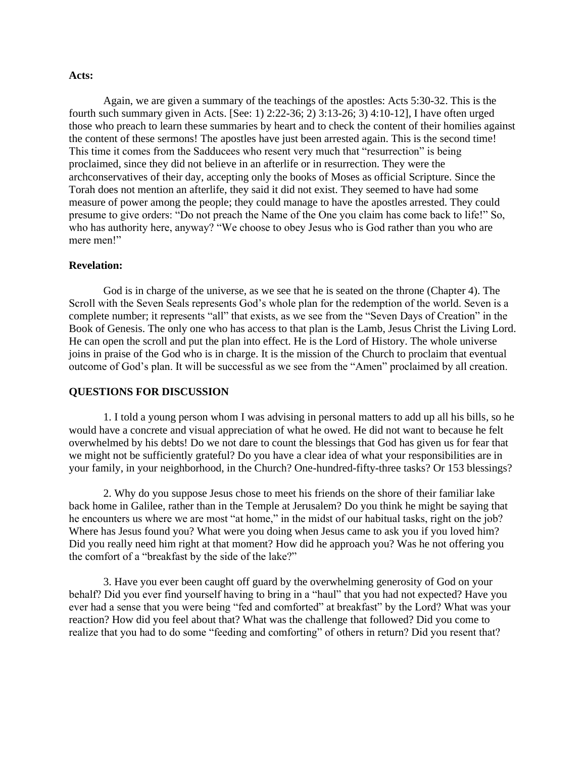**Acts:**

Again, we are given a summary of the teachings of the apostles: Acts 5:30-32. This is the fourth such summary given in Acts. [See: 1) 2:22-36; 2) 3:13-26; 3) 4:10-12], I have often urged those who preach to learn these summaries by heart and to check the content of their homilies against the content of these sermons! The apostles have just been arrested again. This is the second time! This time it comes from the Sadducees who resent very much that "resurrection" is being proclaimed, since they did not believe in an afterlife or in resurrection. They were the archconservatives of their day, accepting only the books of Moses as official Scripture. Since the Torah does not mention an afterlife, they said it did not exist. They seemed to have had some measure of power among the people; they could manage to have the apostles arrested. They could presume to give orders: "Do not preach the Name of the One you claim has come back to life!" So, who has authority here, anyway? "We choose to obey Jesus who is God rather than you who are mere men!"

**Revelation:**

God is in charge of the universe, as we see that he is seated on the throne (Chapter 4). The Scroll with the Seven Seals represents God's whole plan for the redemption of the world. Seven is a complete number; it represents "all" that exists, as we see from the "Seven Days of Creation" in the Book of Genesis. The only one who has access to that plan is the Lamb, Jesus Christ the Living Lord. He can open the scroll and put the plan into effect. He is the Lord of History. The whole universe joins in praise of the God who is in charge. It is the mission of the Church to proclaim that eventual outcome of God's plan. It will be successful as we see from the "Amen" proclaimed by all creation.

**QUESTIONS FOR DISCUSSION**

1. I told a young person whom I was advising in personal matters to add up all his bills, so he would have a concrete and visual appreciation of what he owed. He did not want to because he felt overwhelmed by his debts! Do we not dare to count the blessings that God has given us for fear that we might not be sufficiently grateful? Do you have a clear idea of what your responsibilities are in your family, in your neighborhood, in the Church? One-hundred-fifty-three tasks? Or 153 blessings?

2. Why do you suppose Jesus chose to meet his friends on the shore of their familiar lake back home in Galilee, rather than in the Temple at Jerusalem? Do you think he might be saying that he encounters us where we are most "at home," in the midst of our habitual tasks, right on the job? Where has Jesus found you? What were you doing when Jesus came to ask you if you loved him? Did you really need him right at that moment? How did he approach you? Was he not offering you the comfort of a "breakfast by the side of the lake?"

3. Have you ever been caught off guard by the overwhelming generosity of God on your behalf? Did you ever find yourself having to bring in a "haul" that you had not expected? Have you ever had a sense that you were being "fed and comforted" at breakfast" by the Lord? What was your reaction? How did you feel about that? What was the challenge that followed? Did you come to realize that you had to do some "feeding and comforting" of others in return? Did you resent that?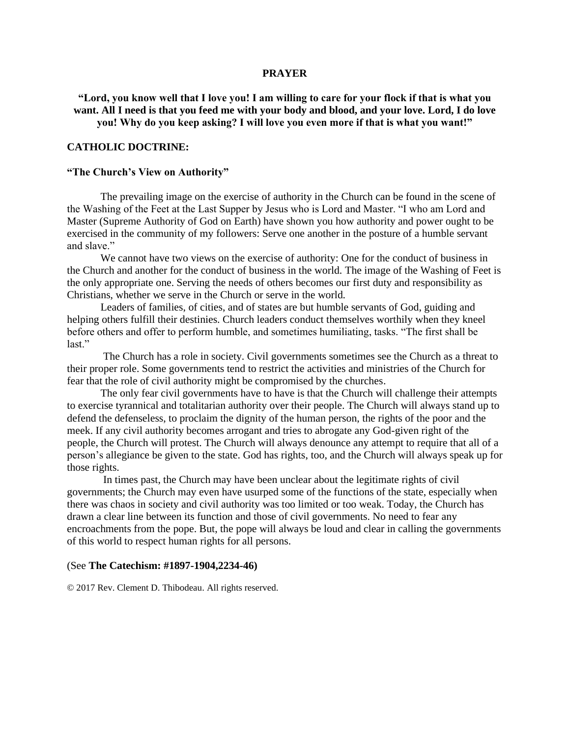## PRAYER

**"Lord, you know well that I love you! I am willing to care for your flock if that is what you want. All I need is that you feed me with your body and blood, and your love. Lord, I do love you! Why do you keep asking? I will love you even more if that is what you want!"**

## CATHOLIC DOCTRINE:

### "The Church's View on Authority"

The prevailing image on the exercise of authority in the Church can be found in the scene of the Washing of the Feet at the Last Supper by Jesus who is Lord and Master. "I who am Lord and Master (Supreme Authority of God on Earth) have shown you how authority and power ought to be exercised in the community of my followers: Serve one another in the posture of a humble servant and slave."

We cannot have two views on the exercise of authority: One for the conduct of business in the Church and another for the conduct of business in the world. The image of the Washing of Feet is the only appropriate one. Serving the needs of others becomes our first duty and responsibility as Christians, whether we serve in the Church or serve in the world.

Leaders of families, of cities, and of states are but humble servants of God, guiding and helping others fulfill their destinies. Church leaders conduct themselves worthily when they kneel before others and offer to perform humble, and sometimes humiliating, tasks. "The first shall be last."

The Church has a role in society. Civil governments sometimes see the Church as a threat to their proper role. Some governments tend to restrict the activities and ministries of the Church for fear that the role of civil authority might be compromised by the churches.

The only fear civil governments have to have is that the Church will challenge their attempts to exercise tyrannical and totalitarian authority over their people. The Church will always stand up to defend the defenseless, to proclaim the dignity of the human person, the rights of the poor and the meek. If any civil authority becomes arrogant and tries to abrogate any God-given right of the people, the Church will protest. The Church will always denounce any attempt to require that all of a person's allegiance be given to the state. God has rights, too, and the Church will always speak up for those rights.

In times past, the Church may have been unclear about the legitimate rights of civil governments; the Church may even have usurped some of the functions of the state, especially when there was chaos in society and civil authority was too limited or too weak. Today, the Church has drawn a clear line between its function and those of civil governments. No need to fear any encroachments from the pope. But, the pope will always be loud and clear in calling the governments of this world to respect human rights for all persons.

(See **The Catechism: #1897-1904,2234-46)**

© 2017 Rev. Clement D. Thibodeau. All rights reserved.